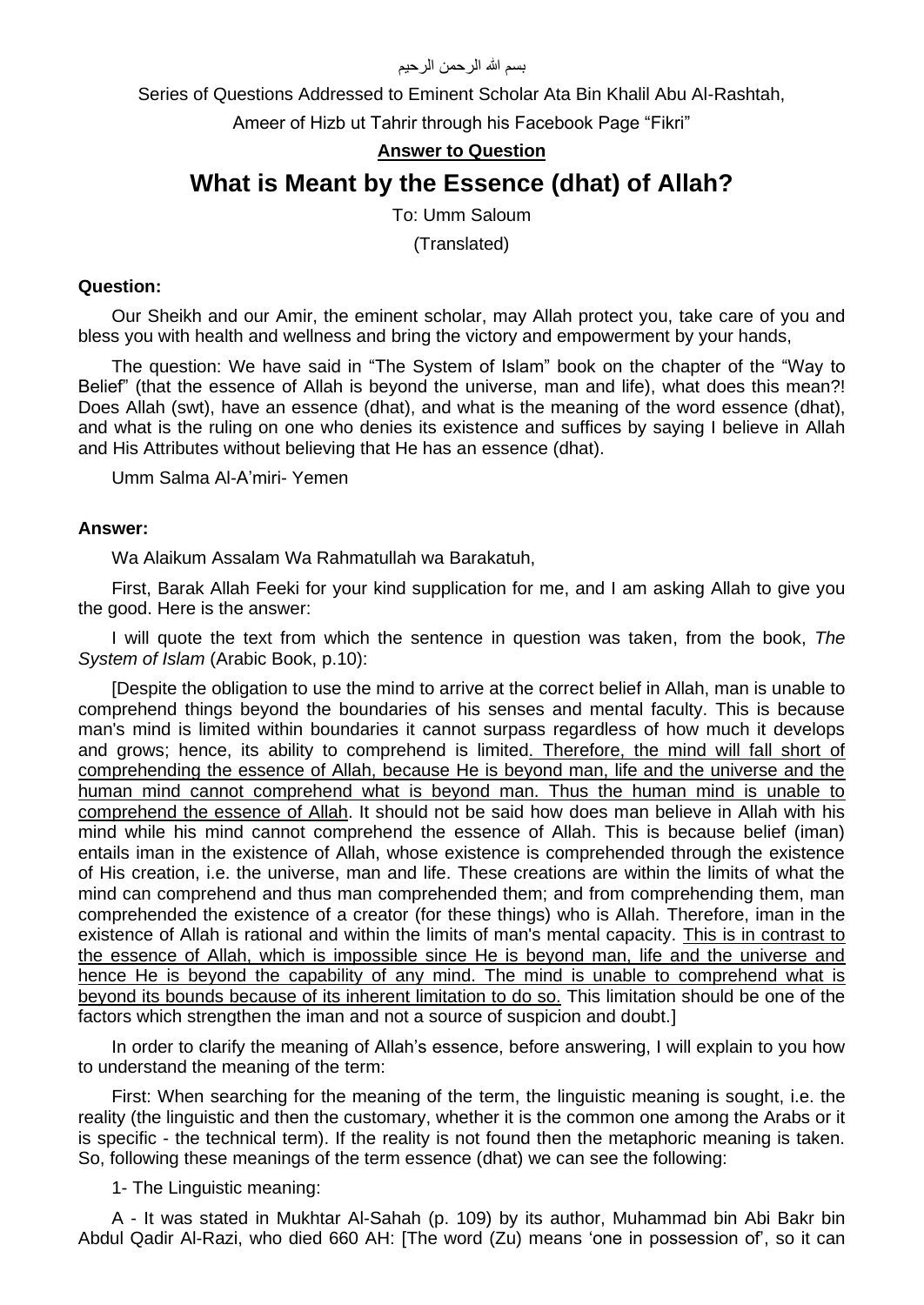بسم الله الرحمن الرحيم

Series of Questions Addressed to Eminent Scholar Ata Bin Khalil Abu Al-Rashtah,

Ameer of Hizb ut Tahrir through his Facebook Page "Fikri"

**Answer to Question**

# What is Meant by the Essence (dhat) of Allah?

To: Umm Saloum

(Translated)

**Question:**

Our Sheikh and our Amir, the eminent scholar, may Allah protect you, take care of you and bless you with health and wellness and bring the victory and empowerment by your hands,

The question: We have said in "The System of Islam" book on the chapter of the "Way to Belief" (that the essence of Allah is beyond the universe, man and life), what does this mean?! Does Allah (swt), have an essence (dhat), and what is the meaning of the word essence (dhat), and what is the ruling on one who denies its existence and suffices by saying I believe in Allah and His Attributes without believing that He has an essence (dhat).

Umm Salma Al-A'miri- Yemen

**Answer:**

Wa Alaikum Assalam Wa Rahmatullah wa Barakatuh,

First, Barak Allah Feeki for your kind supplication for me, and I am asking Allah to give you the good. Here is the answer:

I will quote the text from which the sentence in question was taken, from the book, *The System of Islam* (Arabic Book, p.10):

[Despite the obligation to use the mind to arrive at the correct belief in Allah, man is unable to comprehend things beyond the boundaries of his senses and mental faculty. This is because man's mind is limited within boundaries it cannot surpass regardless of how much it develops and grows; hence, its ability to comprehend is limited. <u>Therefore, the mind will fall short of comprehending the essence of Allah, because He is beyond man, life and the universe and the human mind cannot comprehend what is beyond man. Thus the human mind is unable to comprehend the essence of Allah</u>. It should not be said how does man believe in Allah with his mind while his mind cannot comprehend the essence of Allah. This is because belief (iman) entails iman in the existence of Allah, whose existence is comprehended through the existence of His creation, i.e. the universe, man and life. These creations are within the limits of what the mind can comprehend and thus man comprehended them; and from comprehending them, man comprehended the existence of a creator (for these things) who is Allah. Therefore, iman in the existence of Allah is rational and within the limits of man's mental capacity. <u>This is in contrast to the essence of Allah, which is impossible since He is beyond man, life and the universe and hence He is beyond the capability of any mind. The mind is unable to comprehend what is beyond its bounds because of its inherent limitation to do so.</u> This limitation should be one of the factors which strengthen the iman and not a source of suspicion and doubt.]

In order to clarify the meaning of Allah's essence, before answering, I will explain to you how to understand the meaning of the term:

First: When searching for the meaning of the term, the linguistic meaning is sought, i.e. the reality (the linguistic and then the customary, whether it is the common one among the Arabs or it is specific - the technical term). If the reality is not found then the metaphoric meaning is taken. So, following these meanings of the term essence (dhat) we can see the following:

1- The Linguistic meaning:

A - It was stated in Mukhtar Al-Sahah (p. 109) by its author, Muhammad bin Abi Bakr bin Abdul Qadir Al-Razi, who died 660 AH: [The word (Zu) means 'one in possession of', so it can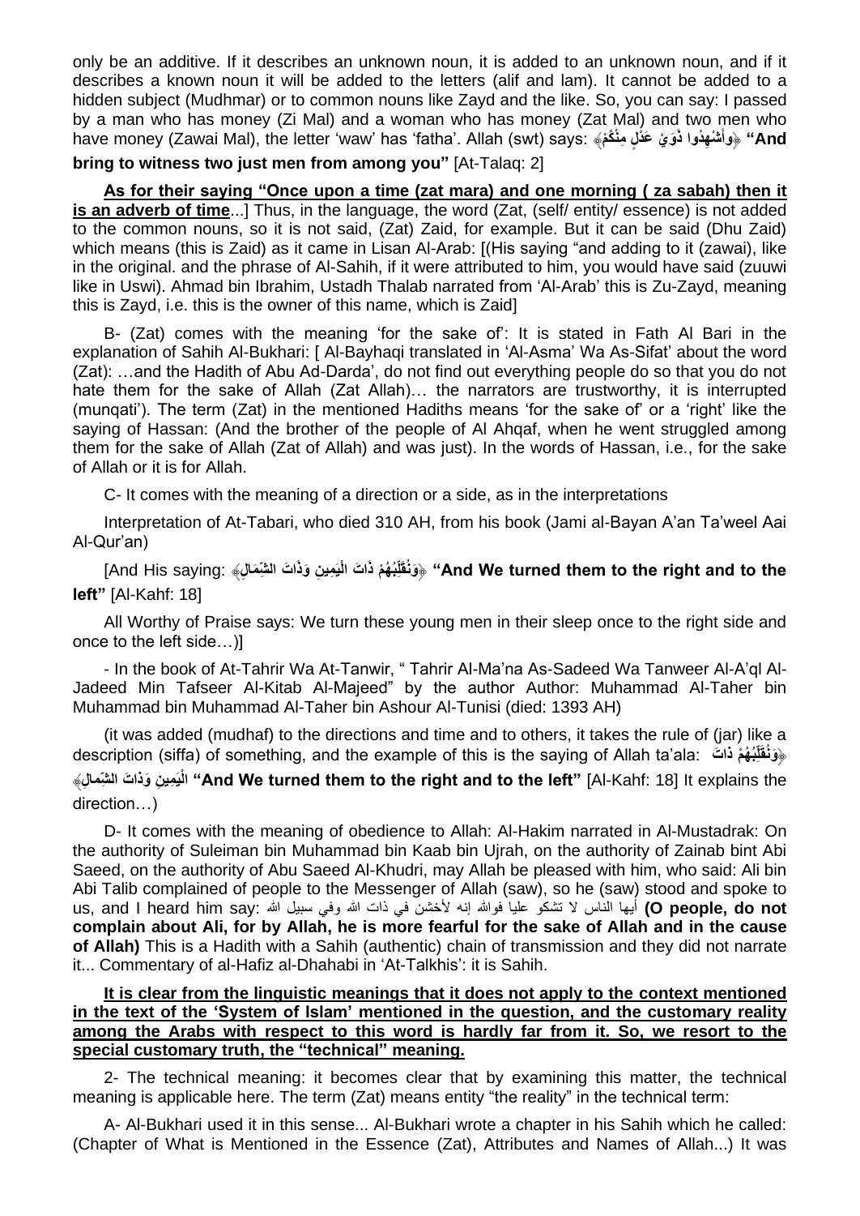only be an additive. If it describes an unknown noun, it is added to an unknown noun, and if it describes a known noun it will be added to the letters (alif and lam). It cannot be added to a hidden subject (Mudhmar) or to common nouns like Zayd and the like. So, you can say: I passed by a man who has money (Zi Mal) and a woman who has money (Zat Mal) and two men who have money (Zawai Mal), the letter 'waw' has 'fatha'. Allah (swt) says: ﴿وَأَشْهِدُوا ذَوَيْ عَدْلٍ مِنْكُمْ﴾ **"And bring to witness two just men from among you"** [At-Talaq: 2]

**As for their saying "Once upon a time (zat mara) and one morning ( za sabah) then it is an adverb of time**...] Thus, in the language, the word (Zat, (self/ entity/ essence) is not added to the common nouns, so it is not said, (Zat) Zaid, for example. But it can be said (Dhu Zaid) which means (this is Zaid) as it came in Lisan Al-Arab: [(His saying "and adding to it (zawai), like in the original. and the phrase of Al-Sahih, if it were attributed to him, you would have said (zuuwi like in Uswi). Ahmad bin Ibrahim, Ustadh Thalab narrated from 'Al-Arab' this is Zu-Zayd, meaning this is Zayd, i.e. this is the owner of this name, which is Zaid]

B- (Zat) comes with the meaning 'for the sake of': It is stated in Fath Al Bari in the explanation of Sahih Al-Bukhari: [ Al-Bayhaqi translated in 'Al-Asma' Wa As-Sifat' about the word (Zat): …and the Hadith of Abu Ad-Darda', do not find out everything people do so that you do not hate them for the sake of Allah (Zat Allah)… the narrators are trustworthy, it is interrupted (munqati'). The term (Zat) in the mentioned Hadiths means 'for the sake of' or a 'right' like the saying of Hassan: (And the brother of the people of Al Ahqaf, when he went struggled among them for the sake of Allah (Zat of Allah) and was just). In the words of Hassan, i.e., for the sake of Allah or it is for Allah.

C- It comes with the meaning of a direction or a side, as in the interpretations

Interpretation of At-Tabari, who died 310 AH, from his book (Jami al-Bayan A'an Ta'weel Aai Al-Qur'an)

[And His saying: ﴿وَنُقَلِّبُهُمْ ذَاتَ الْيَمِينِ وَذَاتَ الشِّمَالِ﴾ **"And We turned them to the right and to the left"** [Al-Kahf: 18]

All Worthy of Praise says: We turn these young men in their sleep once to the right side and once to the left side…)]

- In the book of At-Tahrir Wa At-Tanwir, " Tahrir Al-Ma'na As-Sadeed Wa Tanweer Al-A'ql Al-Jadeed Min Tafseer Al-Kitab Al-Majeed" by the author Author: Muhammad Al-Taher bin Muhammad bin Muhammad Al-Taher bin Ashour Al-Tunisi (died: 1393 AH)

(it was added (mudhaf) to the directions and time and to others, it takes the rule of (jar) like a description (siffa) of something, and the example of this is the saying of Allah ta'ala: ﴿وَنُقَلِّبُهُمْ ذاتَ الْيَمِينِ وَذاتَ الشِّمالِ﴾ **"And We turned them to the right and to the left"** [Al-Kahf: 18] It explains the direction…)

D- It comes with the meaning of obedience to Allah: Al-Hakim narrated in Al-Mustadrak: On the authority of Suleiman bin Muhammad bin Kaab bin Ujrah, on the authority of Zainab bint Abi Saeed, on the authority of Abu Saeed Al-Khudri, may Allah be pleased with him, who said: Ali bin Abi Talib complained of people to the Messenger of Allah (saw), so he (saw) stood and spoke to us, and I heard him say: أيها الناس لا تشكو عليا فوالله إنه لأخشن في ذات الله وفي سبيل الله **(O people, do not complain about Ali, for by Allah, he is more fearful for the sake of Allah and in the cause of Allah)** This is a Hadith with a Sahih (authentic) chain of transmission and they did not narrate it... Commentary of al-Hafiz al-Dhahabi in 'At-Talkhis': it is Sahih.

**It is clear from the linguistic meanings that it does not apply to the context mentioned in the text of the 'System of Islam' mentioned in the question, and the customary reality among the Arabs with respect to this word is hardly far from it. So, we resort to the special customary truth, the "technical" meaning.**

2- The technical meaning: it becomes clear that by examining this matter, the technical meaning is applicable here. The term (Zat) means entity "the reality" in the technical term:

A- Al-Bukhari used it in this sense... Al-Bukhari wrote a chapter in his Sahih which he called: (Chapter of What is Mentioned in the Essence (Zat), Attributes and Names of Allah...) It was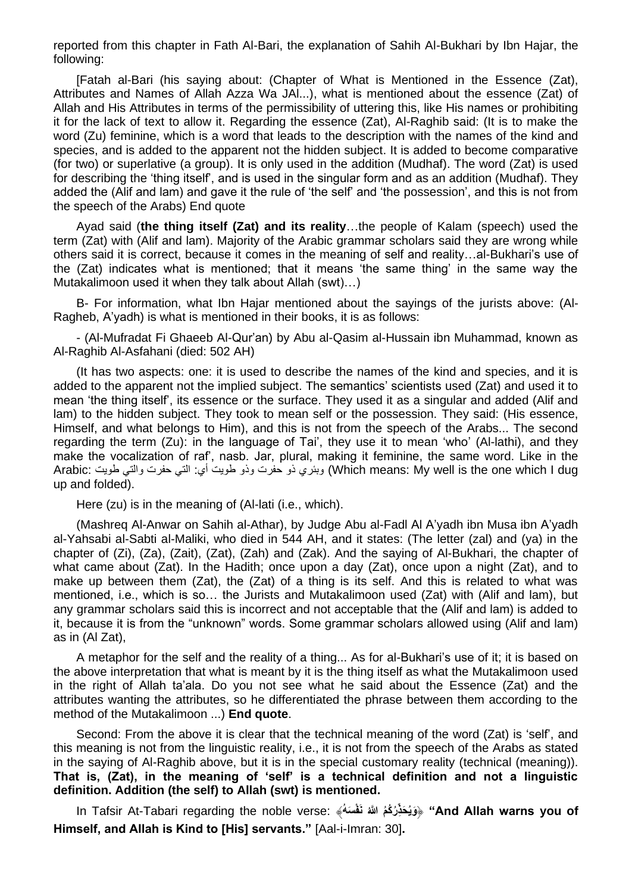reported from this chapter in Fath Al-Bari, the explanation of Sahih Al-Bukhari by Ibn Hajar, the following:

[Fatah al-Bari (his saying about: (Chapter of What is Mentioned in the Essence (Zat), Attributes and Names of Allah Azza Wa JAl...), what is mentioned about the essence (Zat) of Allah and His Attributes in terms of the permissibility of uttering this, like His names or prohibiting it for the lack of text to allow it. Regarding the essence (Zat), Al-Raghib said: (It is to make the word (Zu) feminine, which is a word that leads to the description with the names of the kind and species, and is added to the apparent not the hidden subject. It is added to become comparative (for two) or superlative (a group). It is only used in the addition (Mudhaf). The word (Zat) is used for describing the 'thing itself', and is used in the singular form and as an addition (Mudhaf). They added the (Alif and lam) and gave it the rule of 'the self' and 'the possession', and this is not from the speech of the Arabs) End quote

Ayad said (**the thing itself (Zat) and its reality**…the people of Kalam (speech) used the term (Zat) with (Alif and lam). Majority of the Arabic grammar scholars said they are wrong while others said it is correct, because it comes in the meaning of self and reality…al-Bukhari's use of the (Zat) indicates what is mentioned; that it means 'the same thing' in the same way the Mutakalimoon used it when they talk about Allah (swt)…)

B- For information, what Ibn Hajar mentioned about the sayings of the jurists above: (Al-Ragheb, A'yadh) is what is mentioned in their books, it is as follows:

- (Al-Mufradat Fi Ghaeeb Al-Qur'an) by Abu al-Qasim al-Hussain ibn Muhammad, known as Al-Raghib Al-Asfahani (died: 502 AH)

(It has two aspects: one: it is used to describe the names of the kind and species, and it is added to the apparent not the implied subject. The semantics' scientists used (Zat) and used it to mean 'the thing itself', its essence or the surface. They used it as a singular and added (Alif and lam) to the hidden subject. They took to mean self or the possession. They said: (His essence, Himself, and what belongs to Him), and this is not from the speech of the Arabs... The second regarding the term (Zu): in the language of Tai', they use it to mean 'who' (Al-lathi), and they make the vocalization of raf', nasb. Jar, plural, making it feminine, the same word. Like in the Arabic: وبئري ذو حفرت وذو طويت أي: التي حفرت والتي طويت (Which means: My well is the one which I dug up and folded).

Here (zu) is in the meaning of (Al-lati (i.e., which).

(Mashreq Al-Anwar on Sahih al-Athar), by Judge Abu al-Fadl Al A'yadh ibn Musa ibn A'yadh al-Yahsabi al-Sabti al-Maliki, who died in 544 AH, and it states: (The letter (zal) and (ya) in the chapter of (Zi), (Za), (Zait), (Zat), (Zah) and (Zak). And the saying of Al-Bukhari, the chapter of what came about (Zat). In the Hadith; once upon a day (Zat), once upon a night (Zat), and to make up between them (Zat), the (Zat) of a thing is its self. And this is related to what was mentioned, i.e., which is so… the Jurists and Mutakalimoon used (Zat) with (Alif and lam), but any grammar scholars said this is incorrect and not acceptable that the (Alif and lam) is added to it, because it is from the "unknown" words. Some grammar scholars allowed using (Alif and lam) as in (Al Zat),

A metaphor for the self and the reality of a thing... As for al-Bukhari's use of it; it is based on the above interpretation that what is meant by it is the thing itself as what the Mutakalimoon used in the right of Allah ta'ala. Do you not see what he said about the Essence (Zat) and the attributes wanting the attributes, so he differentiated the phrase between them according to the method of the Mutakalimoon ...) **End quote**.

Second: From the above it is clear that the technical meaning of the word (Zat) is 'self', and this meaning is not from the linguistic reality, i.e., it is not from the speech of the Arabs as stated in the saying of Al-Raghib above, but it is in the special customary reality (technical (meaning)). **That is, (Zat), in the meaning of 'self' is a technical definition and not a linguistic definition. Addition (the self) to Allah (swt) is mentioned.**

In Tafsir At-Tabari regarding the noble verse: ﴿وَيُحَذِّرُكُمُ اللَّهُ نَفْسَهُ﴾ **"And Allah warns you of Himself, and Allah is Kind to [His] servants."** [Aal-i-Imran: 30]**.**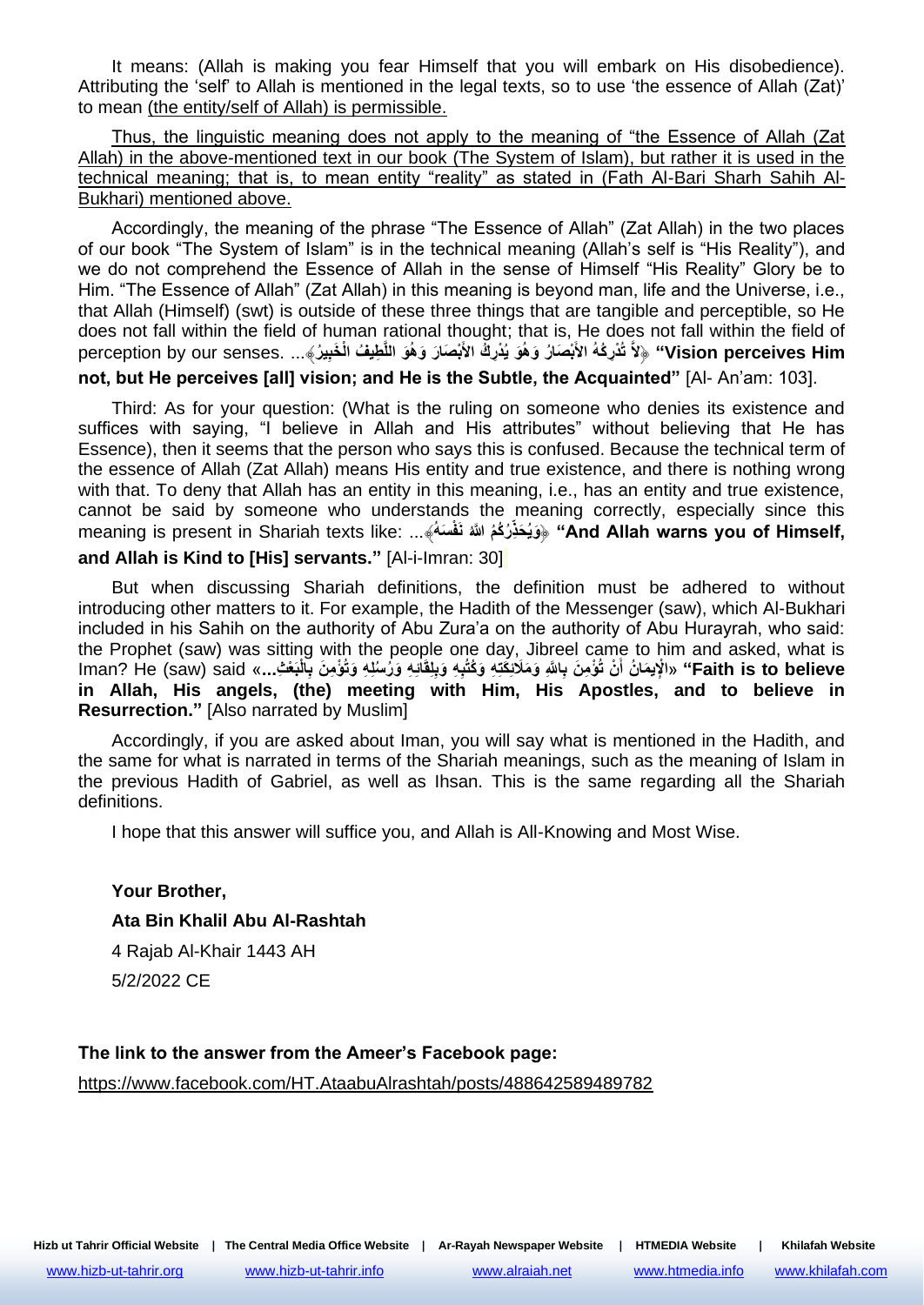It means: (Allah is making you fear Himself that you will embark on His disobedience). Attributing the 'self' to Allah is mentioned in the legal texts, so to use 'the essence of Allah (Zat)' to mean (the entity/self of Allah) is permissible.

Thus, the linguistic meaning does not apply to the meaning of "the Essence of Allah (Zat Allah) in the above-mentioned text in our book (The System of Islam), but rather it is used in the technical meaning; that is, to mean entity "reality" as stated in (Fath Al-Bari Sharh Sahih Al-Bukhari) mentioned above.

Accordingly, the meaning of the phrase "The Essence of Allah" (Zat Allah) in the two places of our book "The System of Islam" is in the technical meaning (Allah's self is "His Reality"), and we do not comprehend the Essence of Allah in the sense of Himself "His Reality" Glory be to Him. "The Essence of Allah" (Zat Allah) in this meaning is beyond man, life and the Universe, i.e., that Allah (Himself) (swt) is outside of these three things that are tangible and perceptible, so He does not fall within the field of human rational thought; that is, He does not fall within the field of perception by our senses. ...﴿لاَّ تُدْرِكُهُ الأَبْصَارُ وَهُوَ يُدْرِكُ الأَبْصَارَ وَهُوَ اللَّطِيفُ الْخَبِيرُ﴾ **"Vision perceives Him not, but He perceives [all] vision; and He is the Subtle, the Acquainted"** [Al- An'am: 103].

Third: As for your question: (What is the ruling on someone who denies its existence and suffices with saying, "I believe in Allah and His attributes" without believing that He has Essence), then it seems that the person who says this is confused. Because the technical term of the essence of Allah (Zat Allah) means His entity and true existence, and there is nothing wrong with that. To deny that Allah has an entity in this meaning, i.e., has an entity and true existence, cannot be said by someone who understands the meaning correctly, especially since this meaning is present in Shariah texts like: ...﴿وَيُحَذِّرُكُمُ اللهُ نَفْسَهُ﴾ **"And Allah warns you of Himself, and Allah is Kind to [His] servants."** [Al-i-Imran: 30]

But when discussing Shariah definitions, the definition must be adhered to without introducing other matters to it. For example, the Hadith of the Messenger (saw), which Al-Bukhari included in his Sahih on the authority of Abu Zura'a on the authority of Abu Hurayrah, who said: the Prophet (saw) was sitting with the people one day, Jibreel came to him and asked, what is Iman? He (saw) said «الْإِيمَانُ أَنْ تُؤْمِنَ بِاللَّهِ وَمَلَائِكَتِهِ وَكُتُبِهِ وَبِلِقَائِهِ وَرُسُلِهِ وَتُؤْمِنَ بِالْبَعْثِ...» **"Faith is to believe in Allah, His angels, (the) meeting with Him, His Apostles, and to believe in Resurrection."** [Also narrated by Muslim]

Accordingly, if you are asked about Iman, you will say what is mentioned in the Hadith, and the same for what is narrated in terms of the Shariah meanings, such as the meaning of Islam in the previous Hadith of Gabriel, as well as Ihsan. This is the same regarding all the Shariah definitions.

I hope that this answer will suffice you, and Allah is All-Knowing and Most Wise.

**Your Brother,**

**Ata Bin Khalil Abu Al-Rashtah**

4 Rajab Al-Khair 1443 AH

5/2/2022 CE

**The link to the answer from the Ameer's Facebook page:**

https://www.facebook.com/HT.AtaabuAlrashtah/posts/488642589489782

**Hizb ut Tahrir Official Website | The Central Media Office Website | Ar-Rayah Newspaper Website | HTMEDIA Website | Khilafah Website**

www.hizb-ut-tahrir.org www.hizb-ut-tahrir.info www.alraiah.net www.htmedia.info www.khilafah.com